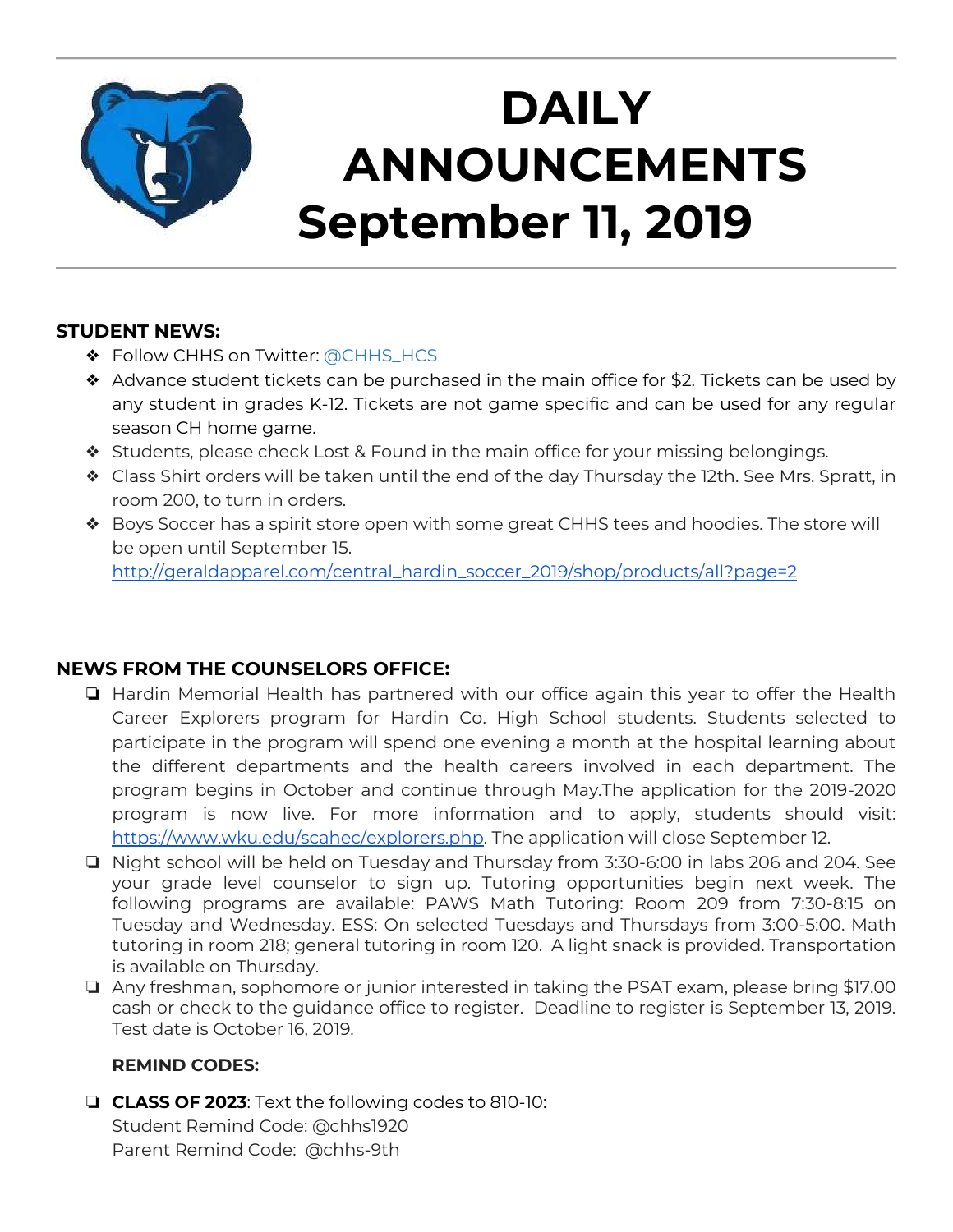# DAILY ANNOUNCEMENTS September 11, 2019

**STUDENT NEWS:**

- Follow CHHS on Twitter: @CHHS_HCS
- Advance student tickets can be purchased in the main office for $2. Tickets can be used by any student in grades K-12. Tickets are not game specific and can be used for any regular season CH home game.
- Students, please check Lost & Found in the main office for your missing belongings.
- Class Shirt orders will be taken until the end of the day Thursday the 12th. See Mrs. Spratt, in room 200, to turn in orders.
- Boys Soccer has a spirit store open with some great CHHS tees and hoodies. The store will be open until September 15.
  http://geraldapparel.com/central_hardin_soccer_2019/shop/products/all?page=2

**NEWS FROM THE COUNSELORS OFFICE:**

- Hardin Memorial Health has partnered with our office again this year to offer the Health Career Explorers program for Hardin Co. High School students. Students selected to participate in the program will spend one evening a month at the hospital learning about the different departments and the health careers involved in each department. The program begins in October and continue through May.The application for the 2019-2020 program is now live. For more information and to apply, students should visit: https://www.wku.edu/scahec/explorers.php. The application will close September 12.
- Night school will be held on Tuesday and Thursday from 3:30-6:00 in labs 206 and 204. See your grade level counselor to sign up. Tutoring opportunities begin next week. The following programs are available: PAWS Math Tutoring: Room 209 from 7:30-8:15 on Tuesday and Wednesday. ESS: On selected Tuesdays and Thursdays from 3:00-5:00. Math tutoring in room 218; general tutoring in room 120. A light snack is provided. Transportation is available on Thursday.
- Any freshman, sophomore or junior interested in taking the PSAT exam, please bring $17.00 cash or check to the guidance office to register. Deadline to register is September 13, 2019. Test date is October 16, 2019.

**REMIND CODES:**

- **CLASS OF 2023**: Text the following codes to 810-10:
  Student Remind Code: @chhs1920
  Parent Remind Code: @chhs-9th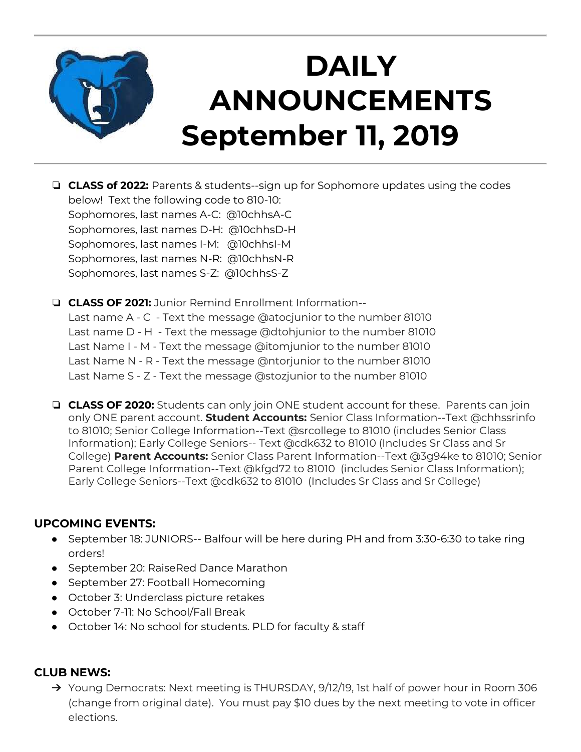# DAILY ANNOUNCEMENTS September 11, 2019

- **CLASS of 2022:** Parents & students--sign up for Sophomore updates using the codes below! Text the following code to 810-10:
  Sophomores, last names A-C: @10chhsA-C
  Sophomores, last names D-H: @10chhsD-H
  Sophomores, last names I-M: @10chhsI-M
  Sophomores, last names N-R: @10chhsN-R
  Sophomores, last names S-Z: @10chhsS-Z

- **CLASS OF 2021:** Junior Remind Enrollment Information--
  Last name A - C - Text the message @atocjunior to the number 81010
  Last name D - H - Text the message @dtohjunior to the number 81010
  Last Name I - M - Text the message @itomjunior to the number 81010
  Last Name N - R - Text the message @ntorjunior to the number 81010
  Last Name S - Z - Text the message @stozjunior to the number 81010

- **CLASS OF 2020:** Students can only join ONE student account for these. Parents can join only ONE parent account. **Student Accounts:** Senior Class Information--Text @chhssrinfo to 81010; Senior College Information--Text @srcollege to 81010 (includes Senior Class Information); Early College Seniors-- Text @cdk632 to 81010 (Includes Sr Class and Sr College) **Parent Accounts:** Senior Class Parent Information--Text @3g94ke to 81010; Senior Parent College Information--Text @kfgd72 to 81010 (includes Senior Class Information); Early College Seniors--Text @cdk632 to 81010 (Includes Sr Class and Sr College)

## UPCOMING EVENTS:

- September 18: JUNIORS-- Balfour will be here during PH and from 3:30-6:30 to take ring orders!
- September 20: RaiseRed Dance Marathon
- September 27: Football Homecoming
- October 3: Underclass picture retakes
- October 7-11: No School/Fall Break
- October 14: No school for students. PLD for faculty & staff

## CLUB NEWS:

- Young Democrats: Next meeting is THURSDAY, 9/12/19, 1st half of power hour in Room 306 (change from original date). You must pay $10 dues by the next meeting to vote in officer elections.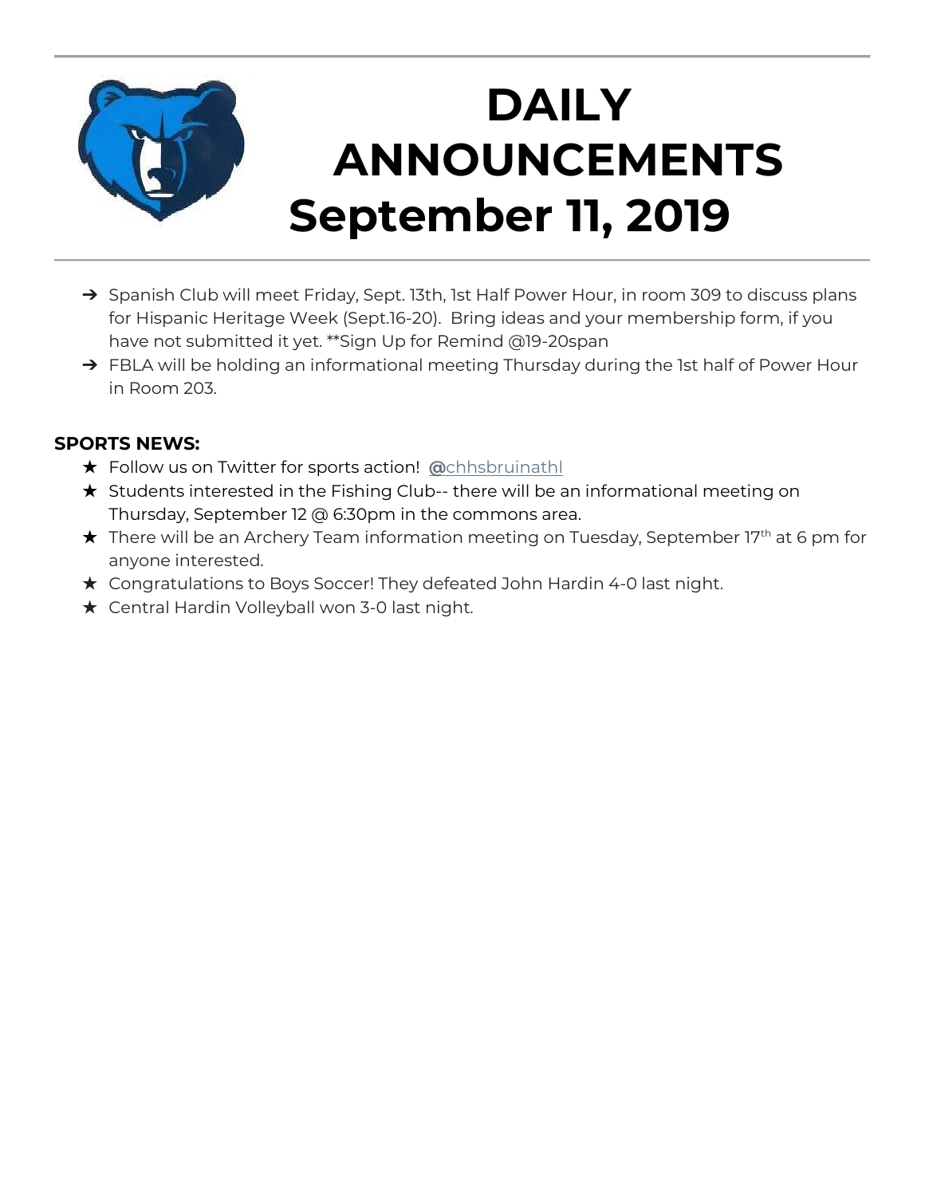# DAILY ANNOUNCEMENTS September 11, 2019

- Spanish Club will meet Friday, Sept. 13th, 1st Half Power Hour, in room 309 to discuss plans for Hispanic Heritage Week (Sept.16-20). Bring ideas and your membership form, if you have not submitted it yet. **Sign Up for Remind @19-20span
- FBLA will be holding an informational meeting Thursday during the 1st half of Power Hour in Room 203.

**SPORTS NEWS:**

- Follow us on Twitter for sports action! @chhsbruinathl
- Students interested in the Fishing Club-- there will be an informational meeting on Thursday, September 12 @ 6:30pm in the commons area.
- There will be an Archery Team information meeting on Tuesday, September 17th at 6 pm for anyone interested.
- Congratulations to Boys Soccer! They defeated John Hardin 4-0 last night.
- Central Hardin Volleyball won 3-0 last night.